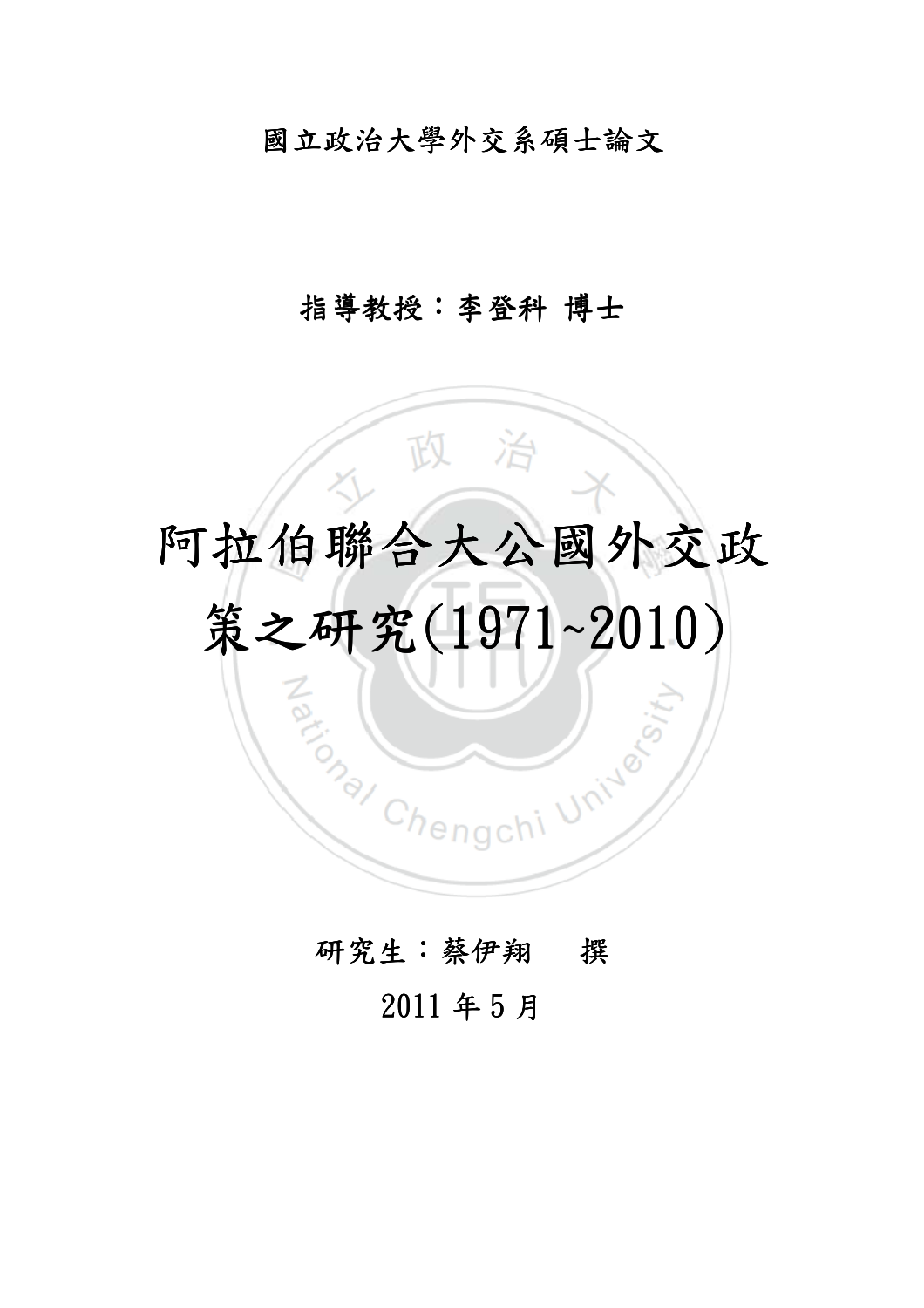國立政治大學外交系碩士論文

指導教授：李登科 博士

# 阿拉伯聯合大公國外交政策之研究(1971~2010)

研究生：蔡伊翔　撰

2011 年 5 月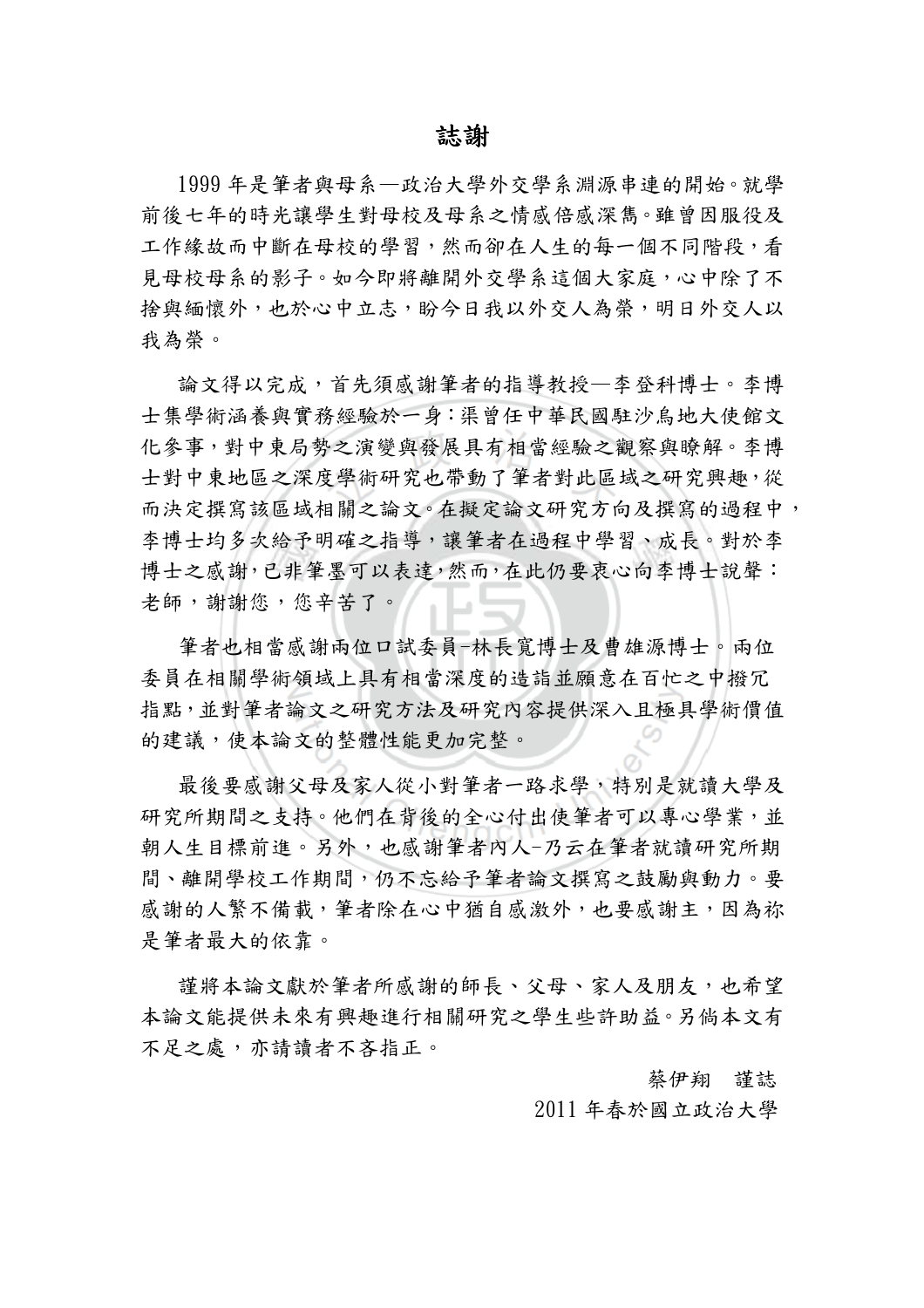# 誌謝

1999 年是筆者與母系—政治大學外交學系淵源串連的開始。就學前後七年的時光讓學生對母校及母系之情感倍感深雋。雖曾因服役及工作緣故而中斷在母校的學習，然而卻在人生的每一個不同階段，看見母校母系的影子。如今即將離開外交學系這個大家庭，心中除了不捨與緬懷外，也於心中立志，盼今日我以外交人為榮，明日外交人以我為榮。

論文得以完成，首先須感謝筆者的指導教授—李登科博士。李博士集學術涵養與實務經驗於一身：渠曾任中華民國駐沙烏地大使館文化參事，對中東局勢之演變與發展具有相當經驗之觀察與瞭解。李博士對中東地區之深度學術研究也帶動了筆者對此區域之研究興趣，從而決定撰寫該區域相關之論文。在擬定論文研究方向及撰寫的過程中，李博士均多次給予明確之指導，讓筆者在過程中學習、成長。對於李博士之感謝，已非筆墨可以表達，然而，在此仍要衷心向李博士說聲：老師，謝謝您，您辛苦了。

筆者也相當感謝兩位口試委員-林長寬博士及曹雄源博士。兩位委員在相關學術領域上具有相當深度的造詣並願意在百忙之中撥冗指點，並對筆者論文之研究方法及研究內容提供深入且極具學術價值的建議，使本論文的整體性能更加完整。

最後要感謝父母及家人從小對筆者一路求學，特別是就讀大學及研究所期間之支持。他們在背後的全心付出使筆者可以專心學業，並朝人生目標前進。另外，也感謝筆者內人-乃云在筆者就讀研究所期間、離開學校工作期間，仍不忘給予筆者論文撰寫之鼓勵與動力。要感謝的人繁不備載，筆者除在心中猶自感激外，也要感謝主，因為祢是筆者最大的依靠。

謹將本論文獻於筆者所感謝的師長、父母、家人及朋友，也希望本論文能提供未來有興趣進行相關研究之學生些許助益。另倘本文有不足之處，亦請讀者不吝指正。

蔡伊翔　謹誌

2011 年春於國立政治大學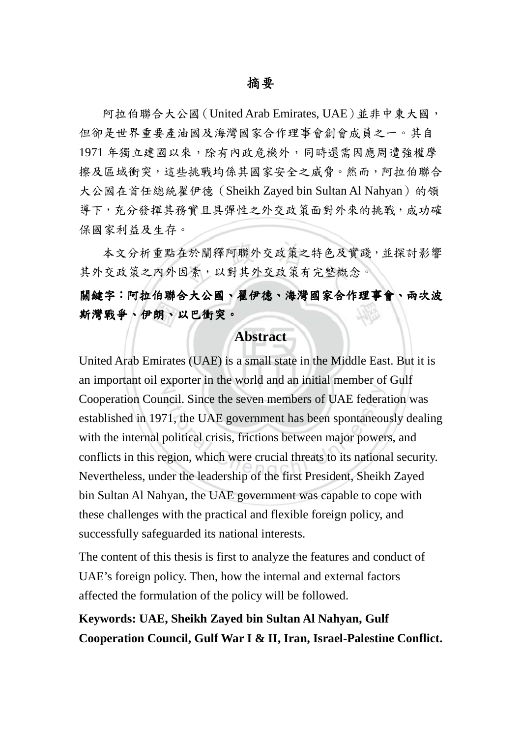# 摘要

阿拉伯聯合大公國（United Arab Emirates, UAE）並非中東大國，但卻是世界重要產油國及海灣國家合作理事會創會成員之一。其自 1971 年獨立建國以來，除有內政危機外，同時還需因應周遭強權摩擦及區域衝突，這些挑戰均係其國家安全之威脅。然而，阿拉伯聯合大公國在首任總統翟伊德（Sheikh Zayed bin Sultan Al Nahyan）的領導下，充分發揮其務實且具彈性之外交政策面對外來的挑戰，成功確保國家利益及生存。

本文分析重點在於闡釋阿聯外交政策之特色及實踐，並探討影響其外交政策之內外因素，以對其外交政策有完整概念。

**關鍵字：阿拉伯聯合大公國、翟伊德、海灣國家合作理事會、兩次波斯灣戰爭、伊朗、以巴衝突。**

# Abstract

United Arab Emirates (UAE) is a small state in the Middle East. But it is an important oil exporter in the world and an initial member of Gulf Cooperation Council. Since the seven members of UAE federation was established in 1971, the UAE government has been spontaneously dealing with the internal political crisis, frictions between major powers, and conflicts in this region, which were crucial threats to its national security. Nevertheless, under the leadership of the first President, Sheikh Zayed bin Sultan Al Nahyan, the UAE government was capable to cope with these challenges with the practical and flexible foreign policy, and successfully safeguarded its national interests.

The content of this thesis is first to analyze the features and conduct of UAE's foreign policy. Then, how the internal and external factors affected the formulation of the policy will be followed.

**Keywords: UAE, Sheikh Zayed bin Sultan Al Nahyan, Gulf Cooperation Council, Gulf War I & II, Iran, Israel-Palestine Conflict.**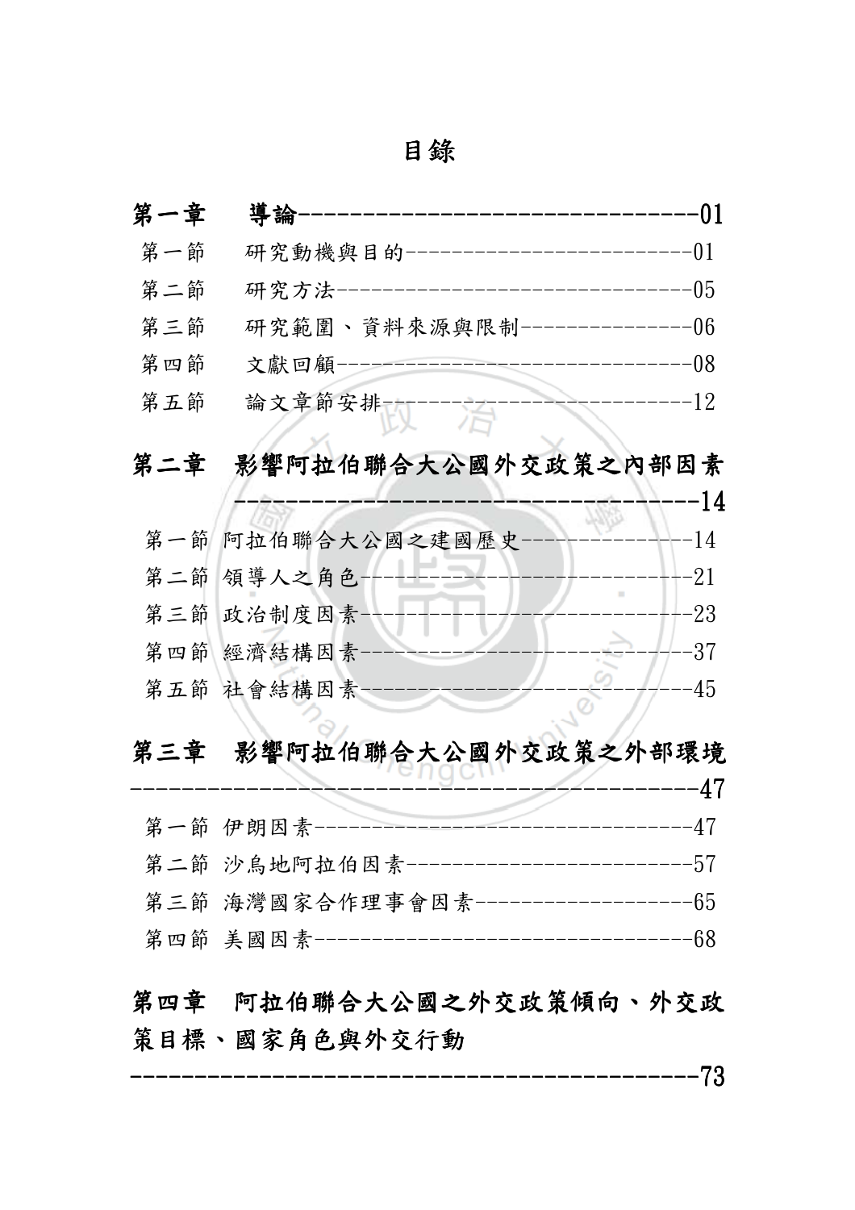# 目錄

**第一章　導論--------------------------------01**

第一節　研究動機與目的--------------------------01

第二節　研究方法--------------------------------05

第三節　研究範圍、資料來源與限制----------------06

第四節　文獻回顧--------------------------------08

第五節　論文章節安排----------------------------12

**第二章　影響阿拉伯聯合大公國外交政策之內部因素------------------------------------14**

第一節 阿拉伯聯合大公國之建國歷史----------------14

第二節 領導人之角色------------------------------21

第三節 政治制度因素------------------------------23

第四節 經濟結構因素------------------------------37

第五節 社會結構因素------------------------------45

**第三章　影響阿拉伯聯合大公國外交政策之外部環境-------------------------------------------47**

第一節 伊朗因素----------------------------------47

第二節 沙烏地阿拉伯因素--------------------------57

第三節 海灣國家合作理事會因素--------------------65

第四節 美國因素----------------------------------68

**第四章　阿拉伯聯合大公國之外交政策傾向、外交政策目標、國家角色與外交行動-------------------------------------------73**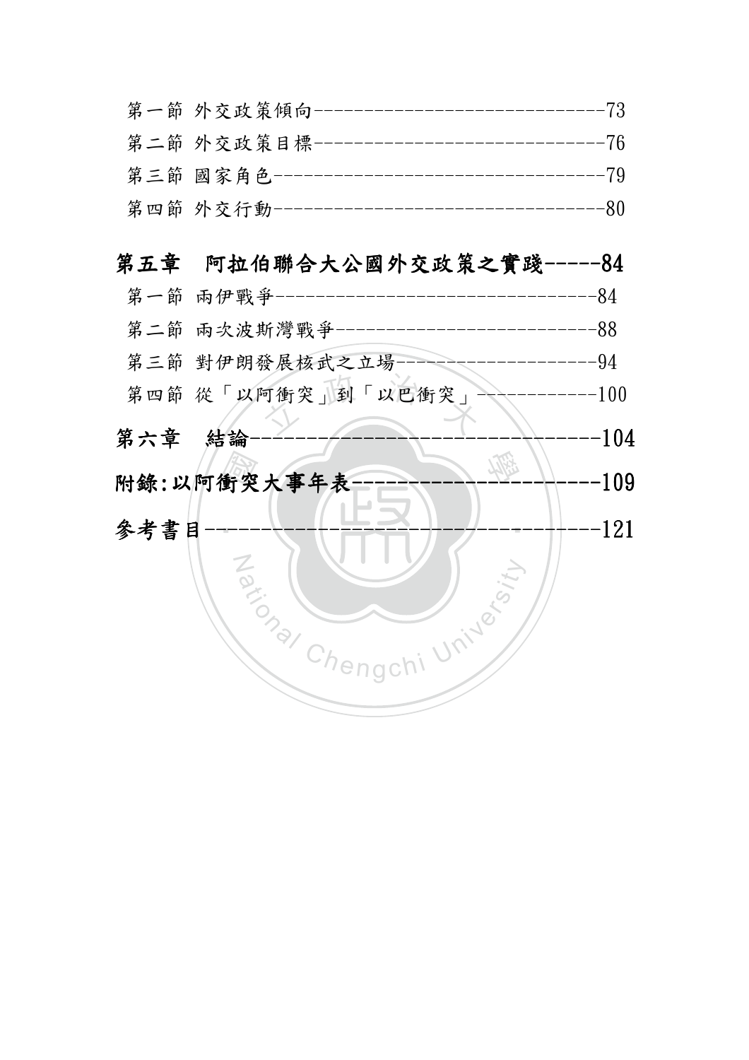第一節 外交政策傾向------------------------------73

第二節 外交政策目標------------------------------76

第三節 國家角色----------------------------------79

第四節 外交行動----------------------------------80

**第五章　阿拉伯聯合大公國外交政策之實踐-----84**

第一節 兩伊戰爭----------------------------------84

第二節 兩次波斯灣戰爭----------------------------88

第三節 對伊朗發展核武之立場---------------------94

第四節 從「以阿衝突」到「以巴衝突」------------100

**第六章　結論---------------------------------104**

**附錄:以阿衝突大事年表-----------------------109**

**參考書目-------------------------------------121**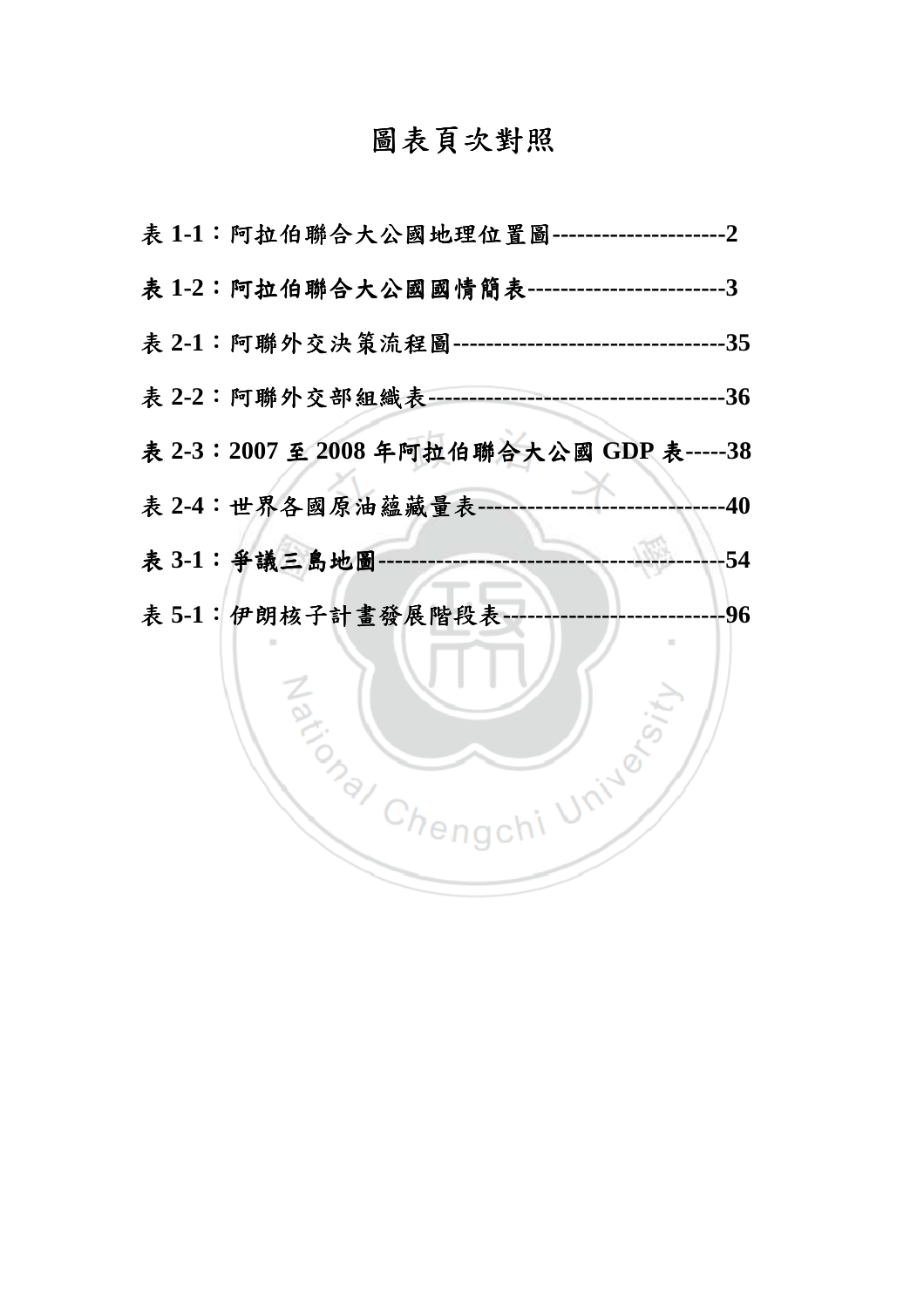# 圖表頁次對照

表 1-1：阿拉伯聯合大公國地理位置圖---------------------2

表 1-2：阿拉伯聯合大公國國情簡表------------------------3

表 2-1：阿聯外交決策流程圖---------------------------------35

表 2-2：阿聯外交部組織表------------------------------------36

表 2-3：2007 至 2008 年阿拉伯聯合大公國 GDP 表-----38

表 2-4：世界各國原油蘊藏量表-------------------------------40

表 3-1：爭議三島地圖-----------------------------------------54

表 5-1：伊朗核子計畫發展階段表----------------------------96